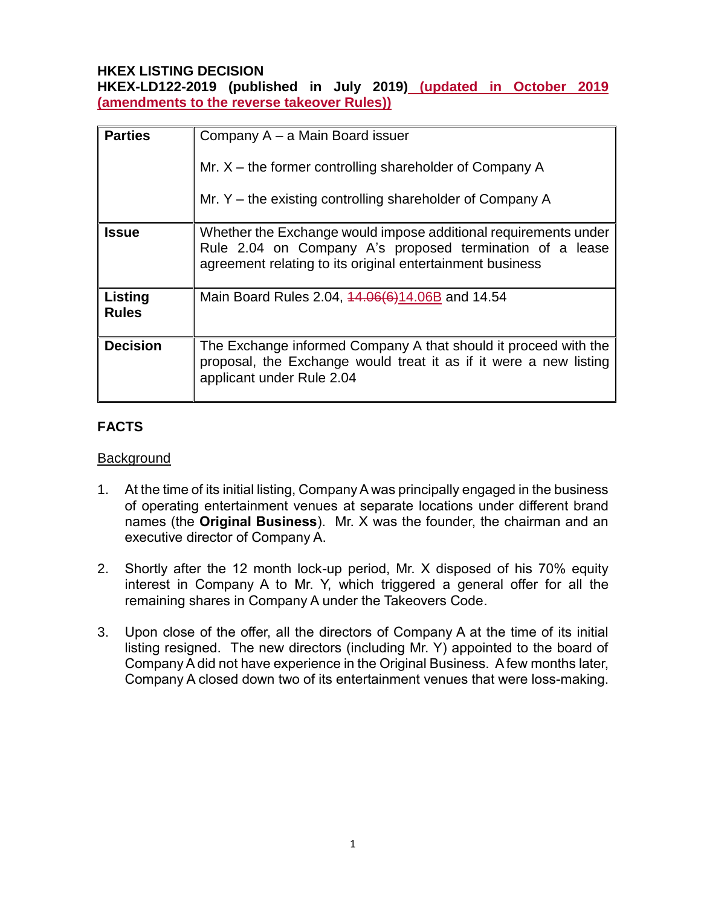**HKEX LISTING DECISION**
**HKEX-LD122-2019 (published in July 2019) (updated in October 2019 (amendments to the reverse takeover Rules))**

| **Parties** | Company A – a Main Board issuer<br><br>Mr. X – the former controlling shareholder of Company A<br><br>Mr. Y – the existing controlling shareholder of Company A |
|---|---|
| **Issue** | Whether the Exchange would impose additional requirements under Rule 2.04 on Company A's proposed termination of a lease agreement relating to its original entertainment business |
| **Listing Rules** | Main Board Rules 2.04, ~~14.06(6)~~14.06B and 14.54 |
| **Decision** | The Exchange informed Company A that should it proceed with the proposal, the Exchange would treat it as if it were a new listing applicant under Rule 2.04 |

## FACTS

Background

1. At the time of its initial listing, Company A was principally engaged in the business of operating entertainment venues at separate locations under different brand names (the **Original Business**). Mr. X was the founder, the chairman and an executive director of Company A.

2. Shortly after the 12 month lock-up period, Mr. X disposed of his 70% equity interest in Company A to Mr. Y, which triggered a general offer for all the remaining shares in Company A under the Takeovers Code.

3. Upon close of the offer, all the directors of Company A at the time of its initial listing resigned. The new directors (including Mr. Y) appointed to the board of Company A did not have experience in the Original Business. A few months later, Company A closed down two of its entertainment venues that were loss-making.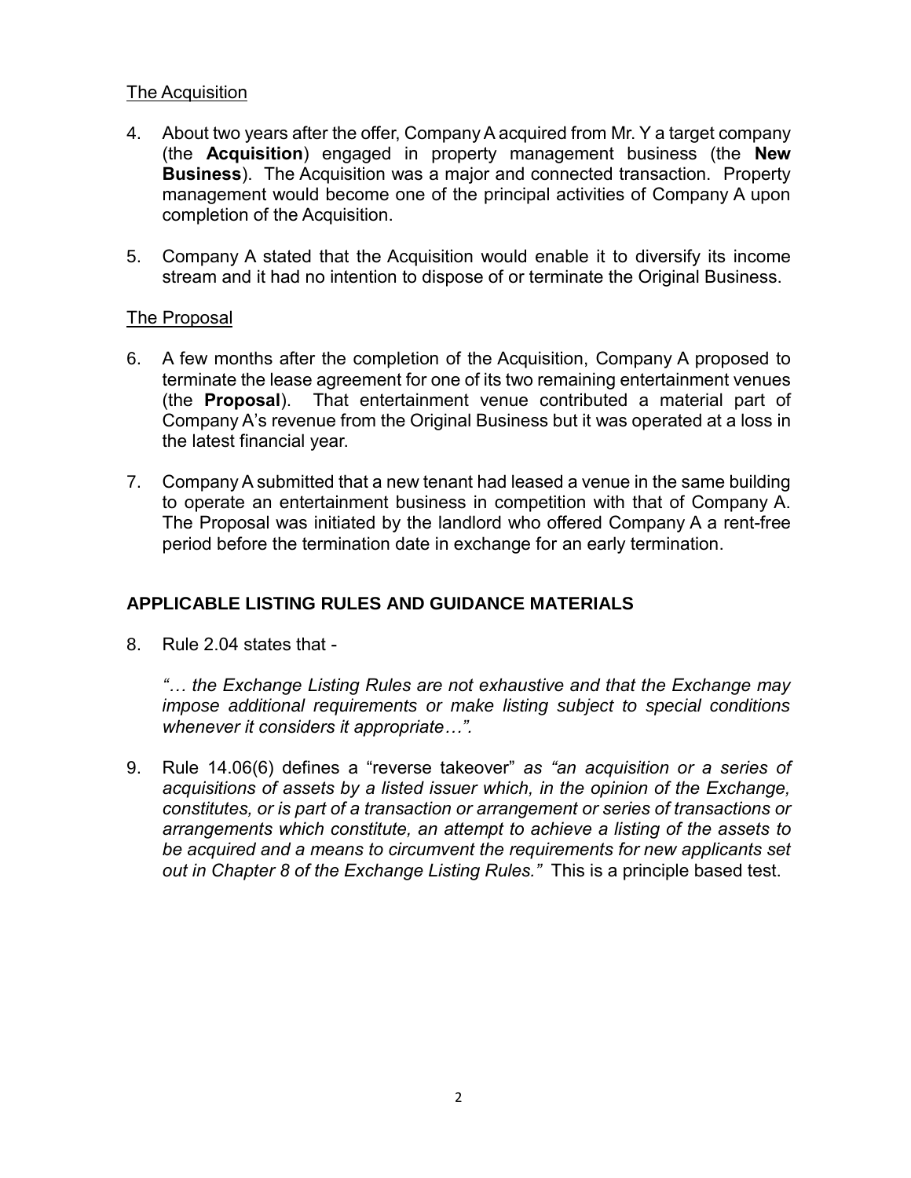The Acquisition

4. About two years after the offer, Company A acquired from Mr. Y a target company (the **Acquisition**) engaged in property management business (the **New Business**). The Acquisition was a major and connected transaction. Property management would become one of the principal activities of Company A upon completion of the Acquisition.

5. Company A stated that the Acquisition would enable it to diversify its income stream and it had no intention to dispose of or terminate the Original Business.

The Proposal

6. A few months after the completion of the Acquisition, Company A proposed to terminate the lease agreement for one of its two remaining entertainment venues (the **Proposal**). That entertainment venue contributed a material part of Company A's revenue from the Original Business but it was operated at a loss in the latest financial year.

7. Company A submitted that a new tenant had leased a venue in the same building to operate an entertainment business in competition with that of Company A. The Proposal was initiated by the landlord who offered Company A a rent-free period before the termination date in exchange for an early termination.

## APPLICABLE LISTING RULES AND GUIDANCE MATERIALS

8. Rule 2.04 states that -

   *"… the Exchange Listing Rules are not exhaustive and that the Exchange may impose additional requirements or make listing subject to special conditions whenever it considers it appropriate…".*

9. Rule 14.06(6) defines a "reverse takeover" *as "an acquisition or a series of acquisitions of assets by a listed issuer which, in the opinion of the Exchange, constitutes, or is part of a transaction or arrangement or series of transactions or arrangements which constitute, an attempt to achieve a listing of the assets to be acquired and a means to circumvent the requirements for new applicants set out in Chapter 8 of the Exchange Listing Rules."* This is a principle based test.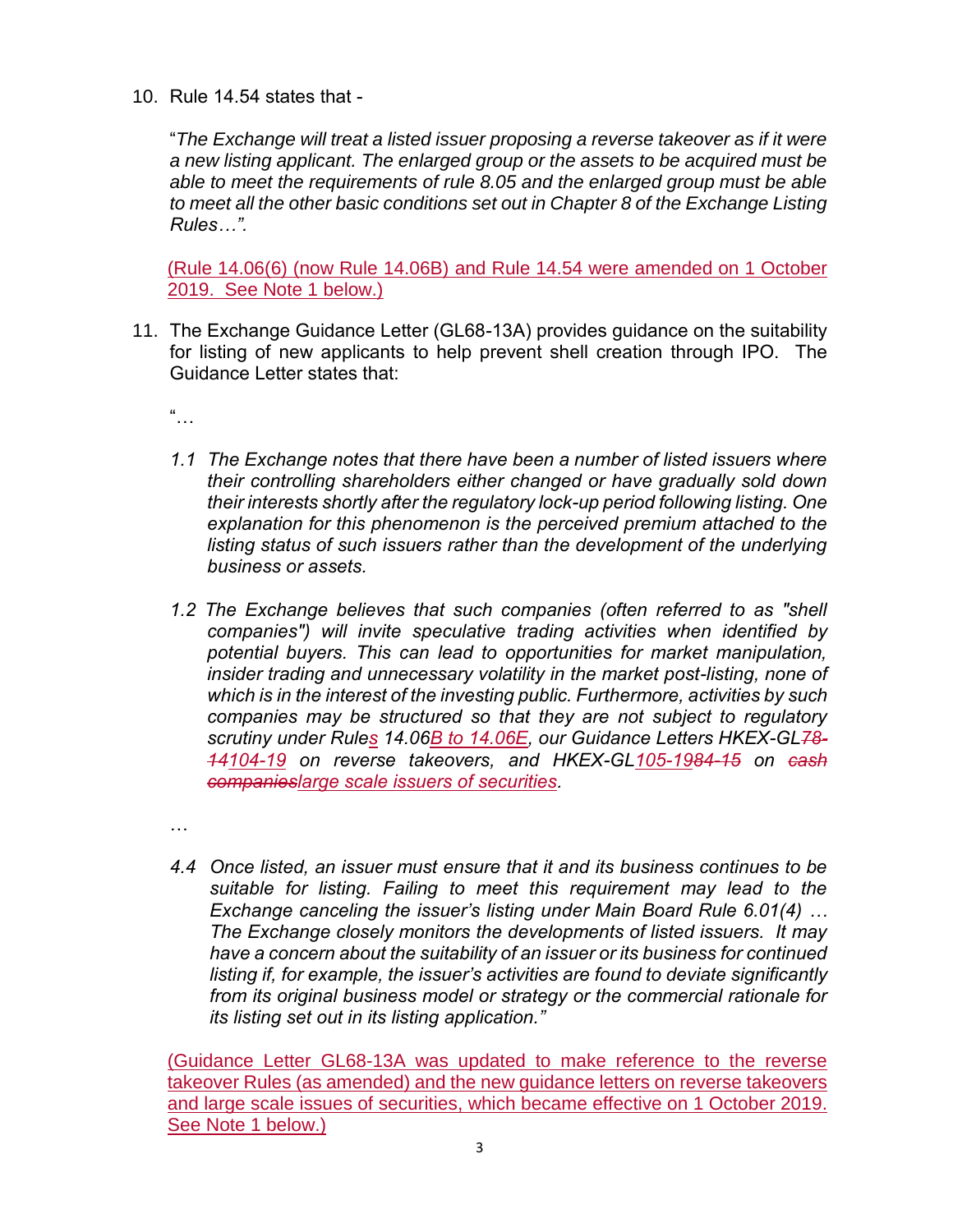10. Rule 14.54 states that -

    "*The Exchange will treat a listed issuer proposing a reverse takeover as if it were a new listing applicant. The enlarged group or the assets to be acquired must be able to meet the requirements of rule 8.05 and the enlarged group must be able to meet all the other basic conditions set out in Chapter 8 of the Exchange Listing Rules…".*

    (Rule 14.06(6) (now Rule 14.06B) and Rule 14.54 were amended on 1 October 2019. See Note 1 below.)

11. The Exchange Guidance Letter (GL68-13A) provides guidance on the suitability for listing of new applicants to help prevent shell creation through IPO. The Guidance Letter states that:

    "…

    *1.1 The Exchange notes that there have been a number of listed issuers where their controlling shareholders either changed or have gradually sold down their interests shortly after the regulatory lock-up period following listing. One explanation for this phenomenon is the perceived premium attached to the listing status of such issuers rather than the development of the underlying business or assets.*

    *1.2 The Exchange believes that such companies (often referred to as "shell companies") will invite speculative trading activities when identified by potential buyers. This can lead to opportunities for market manipulation, insider trading and unnecessary volatility in the market post-listing, none of which is in the interest of the investing public. Furthermore, activities by such companies may be structured so that they are not subject to regulatory scrutiny under Rules 14.06B to 14.06E, our Guidance Letters HKEX-GL~~78-14~~104-19 on reverse takeovers, and HKEX-GL105-19~~84-15~~ on ~~cash companies~~large scale issuers of securities.*

    …

    *4.4 Once listed, an issuer must ensure that it and its business continues to be suitable for listing. Failing to meet this requirement may lead to the Exchange canceling the issuer's listing under Main Board Rule 6.01(4) … The Exchange closely monitors the developments of listed issuers. It may have a concern about the suitability of an issuer or its business for continued listing if, for example, the issuer's activities are found to deviate significantly from its original business model or strategy or the commercial rationale for its listing set out in its listing application."*

    (Guidance Letter GL68-13A was updated to make reference to the reverse takeover Rules (as amended) and the new guidance letters on reverse takeovers and large scale issues of securities, which became effective on 1 October 2019. See Note 1 below.)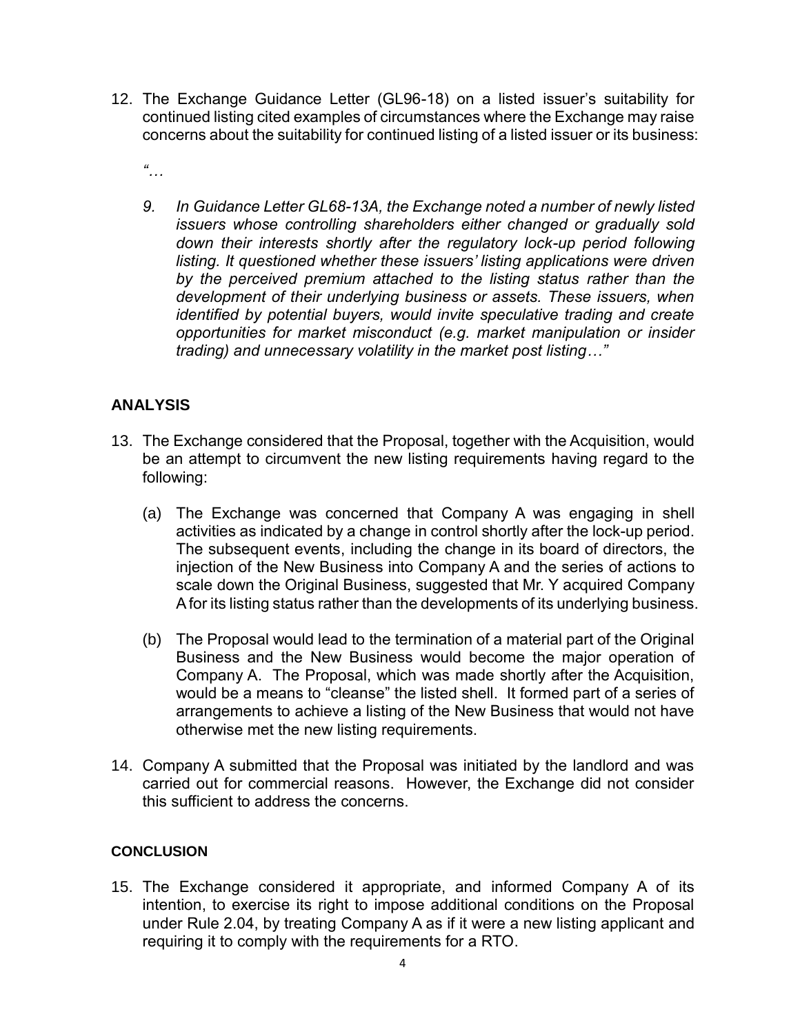12. The Exchange Guidance Letter (GL96-18) on a listed issuer's suitability for continued listing cited examples of circumstances where the Exchange may raise concerns about the suitability for continued listing of a listed issuer or its business:

    *"…*

    *9. In Guidance Letter GL68-13A, the Exchange noted a number of newly listed issuers whose controlling shareholders either changed or gradually sold down their interests shortly after the regulatory lock-up period following listing. It questioned whether these issuers' listing applications were driven by the perceived premium attached to the listing status rather than the development of their underlying business or assets. These issuers, when identified by potential buyers, would invite speculative trading and create opportunities for market misconduct (e.g. market manipulation or insider trading) and unnecessary volatility in the market post listing…"*

## ANALYSIS

13. The Exchange considered that the Proposal, together with the Acquisition, would be an attempt to circumvent the new listing requirements having regard to the following:

    (a) The Exchange was concerned that Company A was engaging in shell activities as indicated by a change in control shortly after the lock-up period. The subsequent events, including the change in its board of directors, the injection of the New Business into Company A and the series of actions to scale down the Original Business, suggested that Mr. Y acquired Company A for its listing status rather than the developments of its underlying business.

    (b) The Proposal would lead to the termination of a material part of the Original Business and the New Business would become the major operation of Company A. The Proposal, which was made shortly after the Acquisition, would be a means to "cleanse" the listed shell. It formed part of a series of arrangements to achieve a listing of the New Business that would not have otherwise met the new listing requirements.

14. Company A submitted that the Proposal was initiated by the landlord and was carried out for commercial reasons. However, the Exchange did not consider this sufficient to address the concerns.

### CONCLUSION

15. The Exchange considered it appropriate, and informed Company A of its intention, to exercise its right to impose additional conditions on the Proposal under Rule 2.04, by treating Company A as if it were a new listing applicant and requiring it to comply with the requirements for a RTO.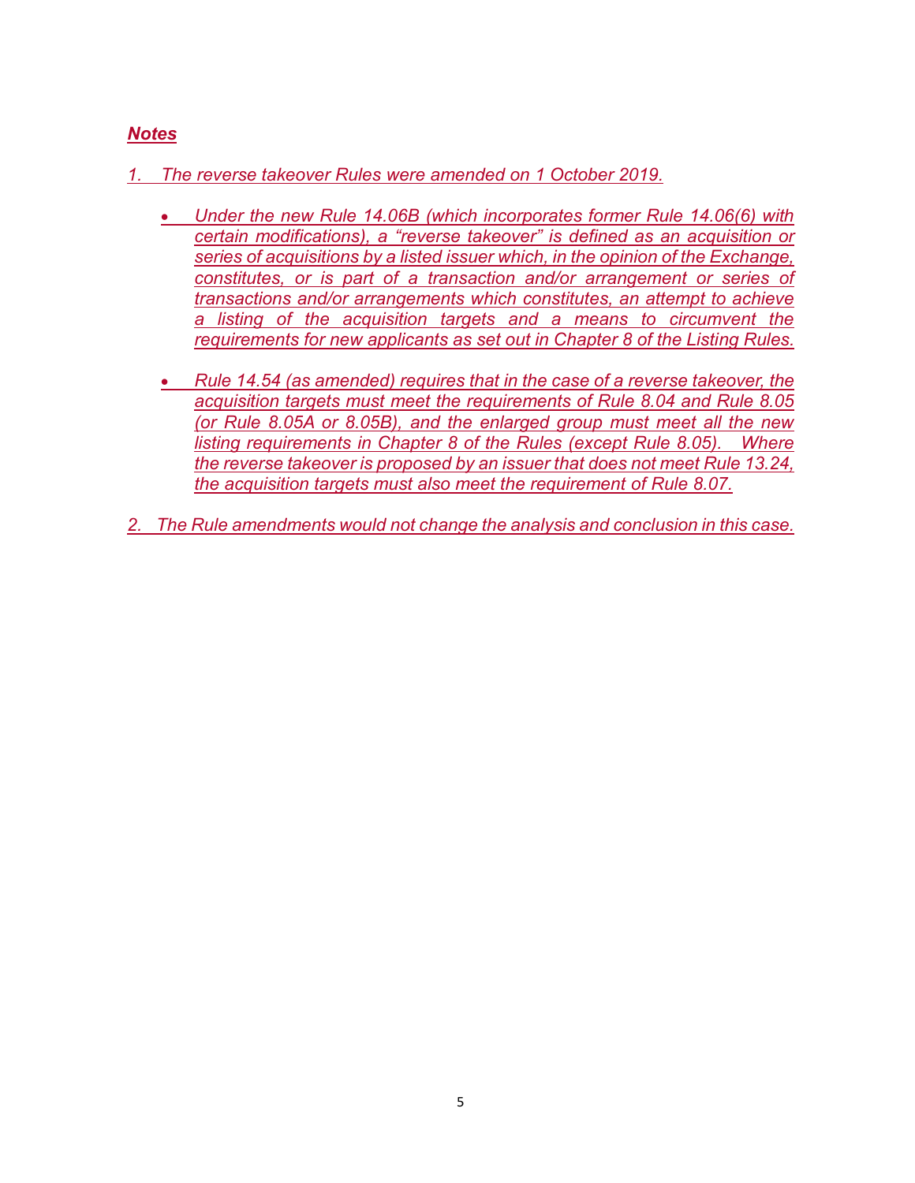***Notes***

1. *The reverse takeover Rules were amended on 1 October 2019.*

   - *Under the new Rule 14.06B (which incorporates former Rule 14.06(6) with certain modifications), a "reverse takeover" is defined as an acquisition or series of acquisitions by a listed issuer which, in the opinion of the Exchange, constitutes, or is part of a transaction and/or arrangement or series of transactions and/or arrangements which constitutes, an attempt to achieve a listing of the acquisition targets and a means to circumvent the requirements for new applicants as set out in Chapter 8 of the Listing Rules.*

   - *Rule 14.54 (as amended) requires that in the case of a reverse takeover, the acquisition targets must meet the requirements of Rule 8.04 and Rule 8.05 (or Rule 8.05A or 8.05B), and the enlarged group must meet all the new listing requirements in Chapter 8 of the Rules (except Rule 8.05). Where the reverse takeover is proposed by an issuer that does not meet Rule 13.24, the acquisition targets must also meet the requirement of Rule 8.07.*

2. *The Rule amendments would not change the analysis and conclusion in this case.*